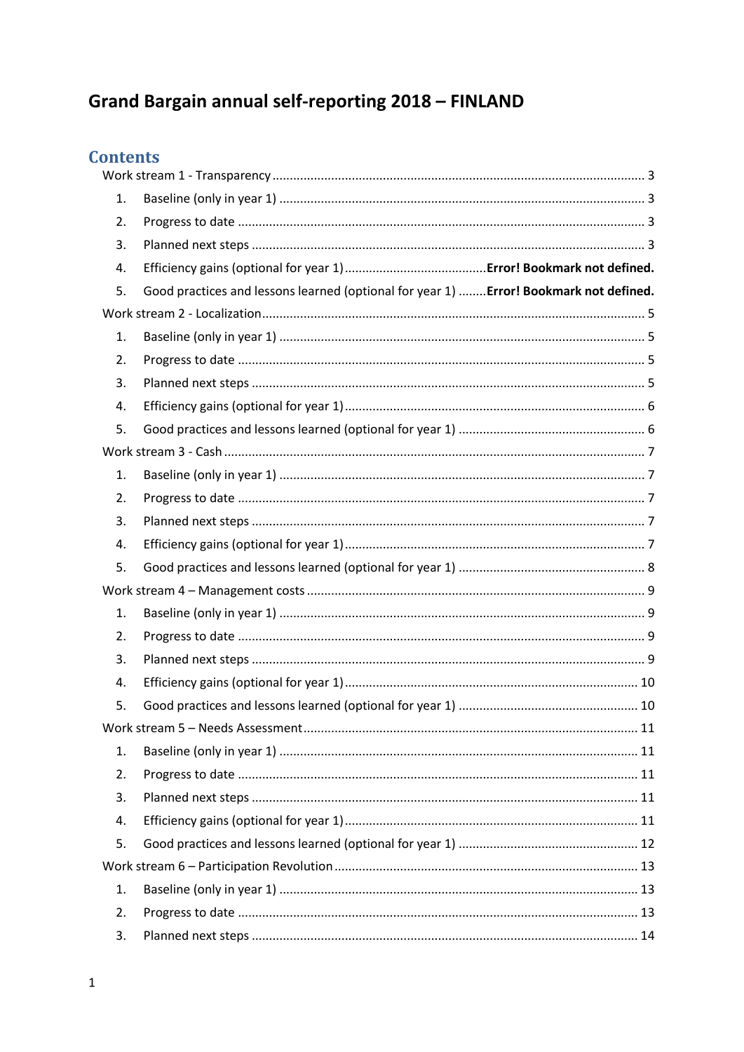# Grand Bargain annual self-reporting 2018 – FINLAND

## Contents

Work stream 1 - Transparency ........................................................................................... 3

1. Baseline (only in year 1) ........................................................................................... 3
2. Progress to date ......................................................................................................... 3
3. Planned next steps ..................................................................................................... 3
4. Efficiency gains (optional for year 1) .........................................**Error! Bookmark not defined.**
5. Good practices and lessons learned (optional for year 1) ........**Error! Bookmark not defined.**

Work stream 2 - Localization ............................................................................................. 5

1. Baseline (only in year 1) ........................................................................................... 5
2. Progress to date ......................................................................................................... 5
3. Planned next steps ..................................................................................................... 5
4. Efficiency gains (optional for year 1) ......................................................................... 6
5. Good practices and lessons learned (optional for year 1) .......................................... 6

Work stream 3 - Cash ......................................................................................................... 7

1. Baseline (only in year 1) ........................................................................................... 7
2. Progress to date ......................................................................................................... 7
3. Planned next steps ..................................................................................................... 7
4. Efficiency gains (optional for year 1) ......................................................................... 7
5. Good practices and lessons learned (optional for year 1) .......................................... 8

Work stream 4 – Management costs ................................................................................. 9

1. Baseline (only in year 1) ........................................................................................... 9
2. Progress to date ......................................................................................................... 9
3. Planned next steps ..................................................................................................... 9
4. Efficiency gains (optional for year 1) ......................................................................... 10
5. Good practices and lessons learned (optional for year 1) .......................................... 10

Work stream 5 – Needs Assessment ................................................................................. 11

1. Baseline (only in year 1) ........................................................................................... 11
2. Progress to date ......................................................................................................... 11
3. Planned next steps ..................................................................................................... 11
4. Efficiency gains (optional for year 1) ......................................................................... 11
5. Good practices and lessons learned (optional for year 1) .......................................... 12

Work stream 6 – Participation Revolution ....................................................................... 13

1. Baseline (only in year 1) ........................................................................................... 13
2. Progress to date ......................................................................................................... 13
3. Planned next steps ..................................................................................................... 14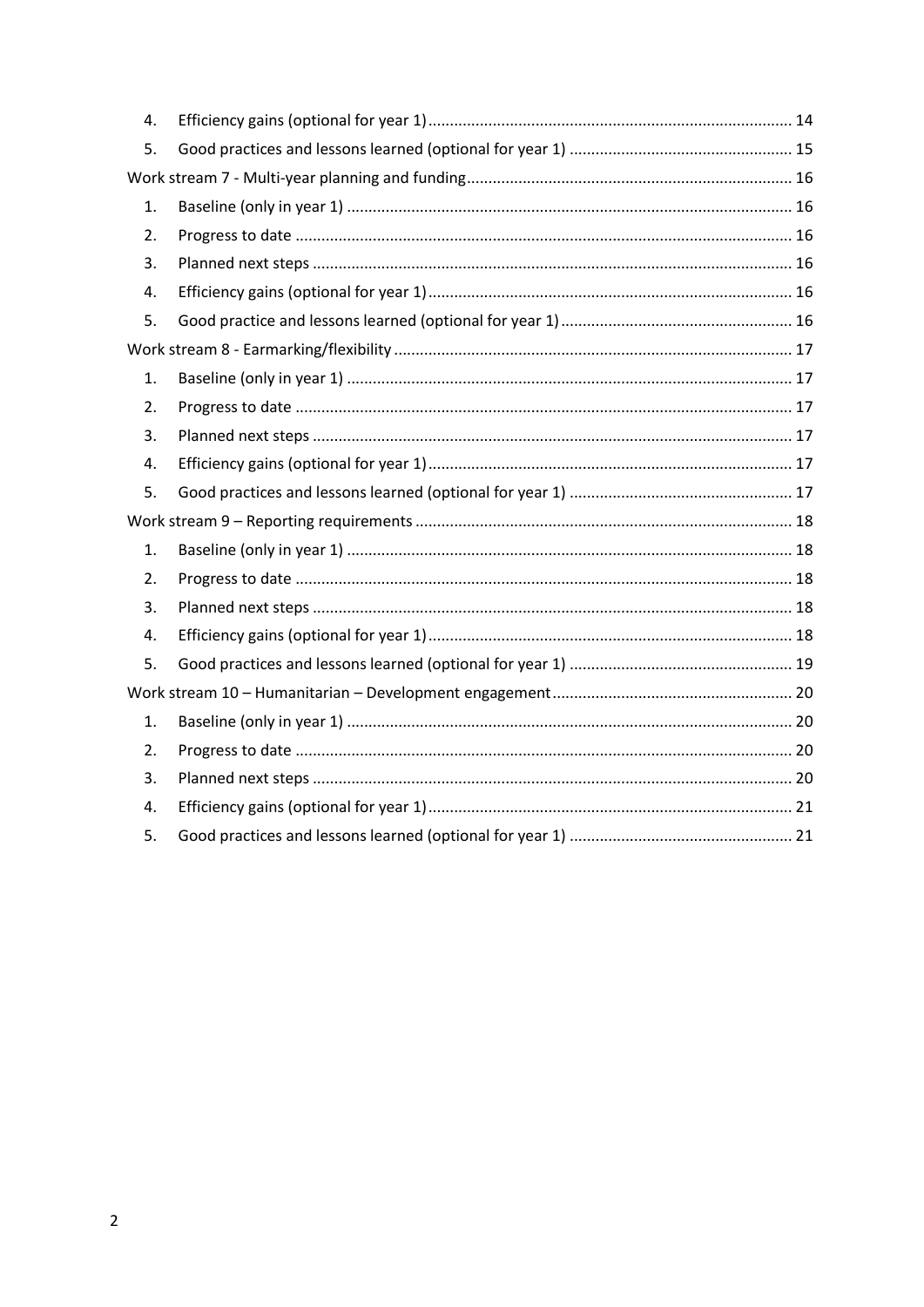4. Efficiency gains (optional for year 1) .......... 14
5. Good practices and lessons learned (optional for year 1) .......... 15

Work stream 7 - Multi-year planning and funding .......... 16

1. Baseline (only in year 1) .......... 16
2. Progress to date .......... 16
3. Planned next steps .......... 16
4. Efficiency gains (optional for year 1) .......... 16
5. Good practice and lessons learned (optional for year 1) .......... 16

Work stream 8 - Earmarking/flexibility .......... 17

1. Baseline (only in year 1) .......... 17
2. Progress to date .......... 17
3. Planned next steps .......... 17
4. Efficiency gains (optional for year 1) .......... 17
5. Good practices and lessons learned (optional for year 1) .......... 17

Work stream 9 – Reporting requirements .......... 18

1. Baseline (only in year 1) .......... 18
2. Progress to date .......... 18
3. Planned next steps .......... 18
4. Efficiency gains (optional for year 1) .......... 18
5. Good practices and lessons learned (optional for year 1) .......... 19

Work stream 10 – Humanitarian – Development engagement .......... 20

1. Baseline (only in year 1) .......... 20
2. Progress to date .......... 20
3. Planned next steps .......... 20
4. Efficiency gains (optional for year 1) .......... 21
5. Good practices and lessons learned (optional for year 1) .......... 21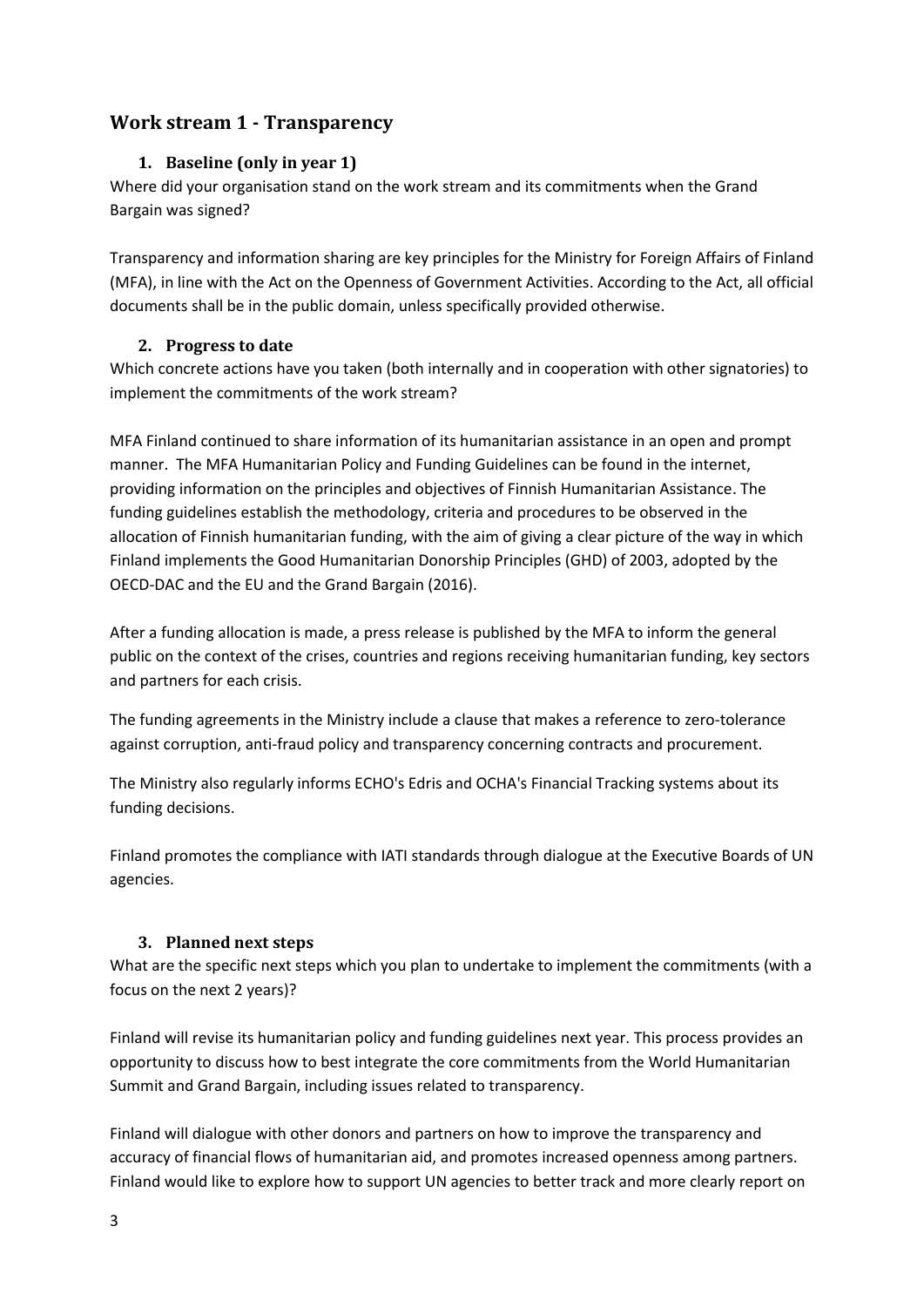## Work stream 1 - Transparency

### 1. Baseline (only in year 1)

Where did your organisation stand on the work stream and its commitments when the Grand Bargain was signed?

Transparency and information sharing are key principles for the Ministry for Foreign Affairs of Finland (MFA), in line with the Act on the Openness of Government Activities. According to the Act, all official documents shall be in the public domain, unless specifically provided otherwise.

### 2. Progress to date

Which concrete actions have you taken (both internally and in cooperation with other signatories) to implement the commitments of the work stream?

MFA Finland continued to share information of its humanitarian assistance in an open and prompt manner. The MFA Humanitarian Policy and Funding Guidelines can be found in the internet, providing information on the principles and objectives of Finnish Humanitarian Assistance. The funding guidelines establish the methodology, criteria and procedures to be observed in the allocation of Finnish humanitarian funding, with the aim of giving a clear picture of the way in which Finland implements the Good Humanitarian Donorship Principles (GHD) of 2003, adopted by the OECD-DAC and the EU and the Grand Bargain (2016).

After a funding allocation is made, a press release is published by the MFA to inform the general public on the context of the crises, countries and regions receiving humanitarian funding, key sectors and partners for each crisis.

The funding agreements in the Ministry include a clause that makes a reference to zero-tolerance against corruption, anti-fraud policy and transparency concerning contracts and procurement.

The Ministry also regularly informs ECHO's Edris and OCHA's Financial Tracking systems about its funding decisions.

Finland promotes the compliance with IATI standards through dialogue at the Executive Boards of UN agencies.

### 3. Planned next steps

What are the specific next steps which you plan to undertake to implement the commitments (with a focus on the next 2 years)?

Finland will revise its humanitarian policy and funding guidelines next year. This process provides an opportunity to discuss how to best integrate the core commitments from the World Humanitarian Summit and Grand Bargain, including issues related to transparency.

Finland will dialogue with other donors and partners on how to improve the transparency and accuracy of financial flows of humanitarian aid, and promotes increased openness among partners. Finland would like to explore how to support UN agencies to better track and more clearly report on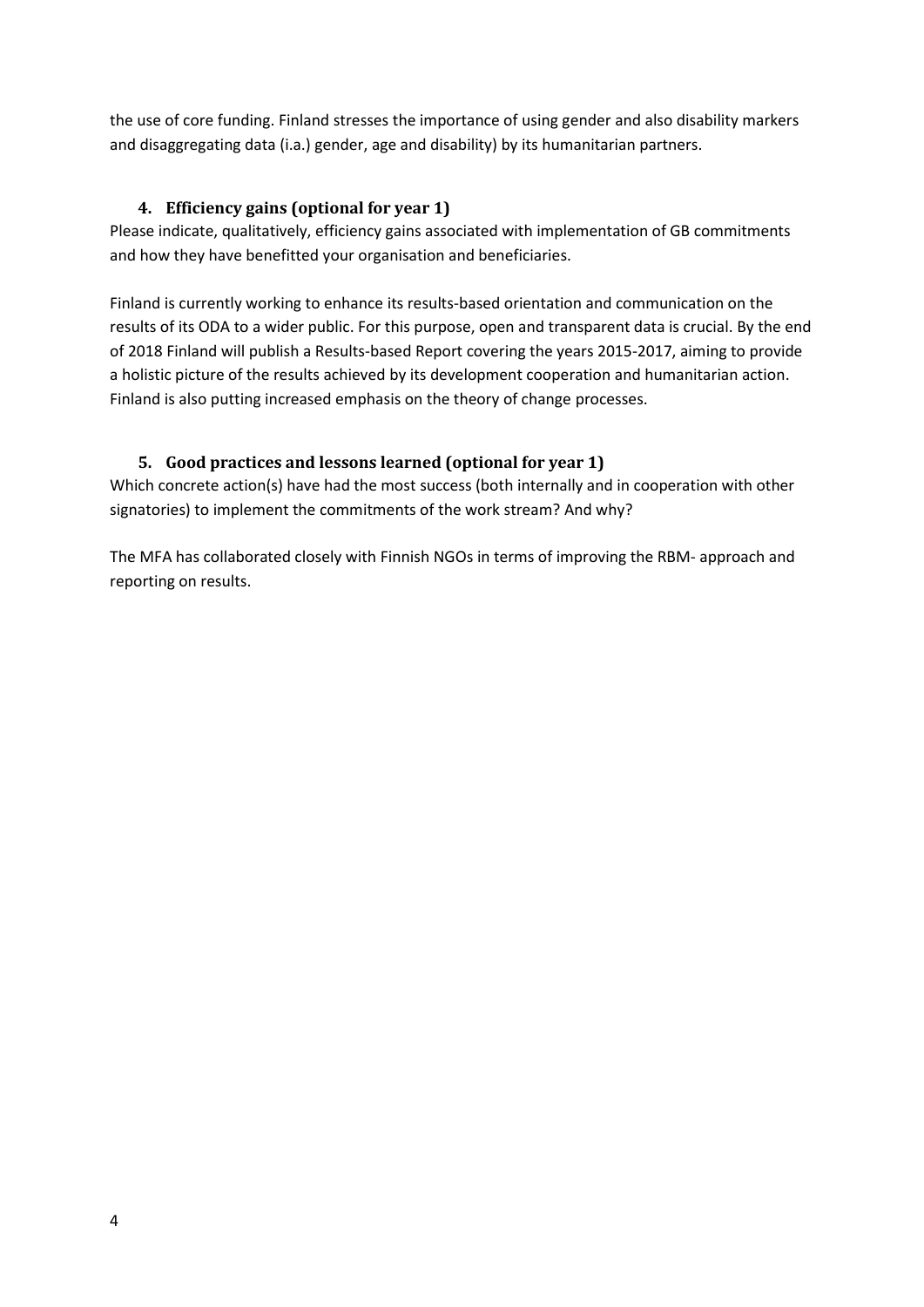the use of core funding. Finland stresses the importance of using gender and also disability markers and disaggregating data (i.a.) gender, age and disability) by its humanitarian partners.

### 4. Efficiency gains (optional for year 1)

Please indicate, qualitatively, efficiency gains associated with implementation of GB commitments and how they have benefitted your organisation and beneficiaries.

Finland is currently working to enhance its results-based orientation and communication on the results of its ODA to a wider public. For this purpose, open and transparent data is crucial. By the end of 2018 Finland will publish a Results-based Report covering the years 2015-2017, aiming to provide a holistic picture of the results achieved by its development cooperation and humanitarian action. Finland is also putting increased emphasis on the theory of change processes.

### 5. Good practices and lessons learned (optional for year 1)

Which concrete action(s) have had the most success (both internally and in cooperation with other signatories) to implement the commitments of the work stream? And why?

The MFA has collaborated closely with Finnish NGOs in terms of improving the RBM- approach and reporting on results.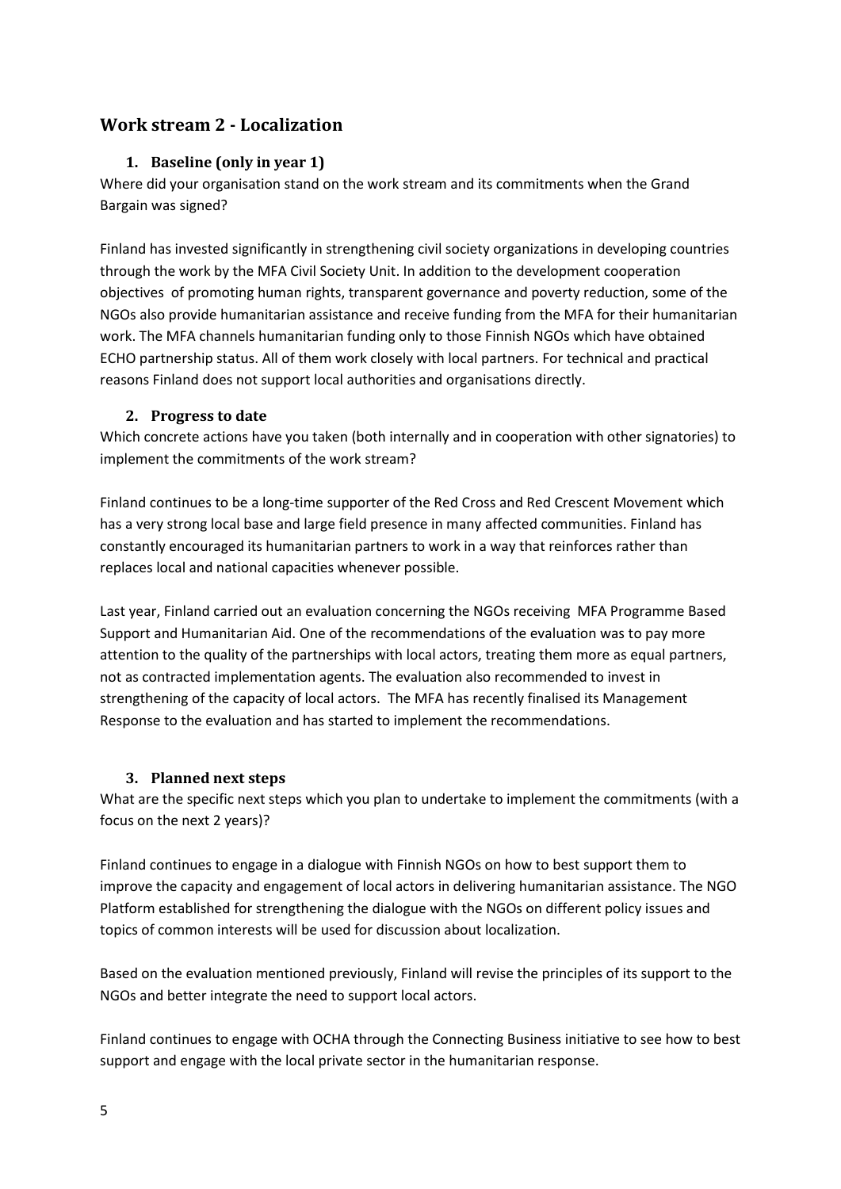## Work stream 2 - Localization

### 1. Baseline (only in year 1)

Where did your organisation stand on the work stream and its commitments when the Grand Bargain was signed?

Finland has invested significantly in strengthening civil society organizations in developing countries through the work by the MFA Civil Society Unit. In addition to the development cooperation objectives of promoting human rights, transparent governance and poverty reduction, some of the NGOs also provide humanitarian assistance and receive funding from the MFA for their humanitarian work. The MFA channels humanitarian funding only to those Finnish NGOs which have obtained ECHO partnership status. All of them work closely with local partners. For technical and practical reasons Finland does not support local authorities and organisations directly.

### 2. Progress to date

Which concrete actions have you taken (both internally and in cooperation with other signatories) to implement the commitments of the work stream?

Finland continues to be a long-time supporter of the Red Cross and Red Crescent Movement which has a very strong local base and large field presence in many affected communities. Finland has constantly encouraged its humanitarian partners to work in a way that reinforces rather than replaces local and national capacities whenever possible.

Last year, Finland carried out an evaluation concerning the NGOs receiving MFA Programme Based Support and Humanitarian Aid. One of the recommendations of the evaluation was to pay more attention to the quality of the partnerships with local actors, treating them more as equal partners, not as contracted implementation agents. The evaluation also recommended to invest in strengthening of the capacity of local actors. The MFA has recently finalised its Management Response to the evaluation and has started to implement the recommendations.

### 3. Planned next steps

What are the specific next steps which you plan to undertake to implement the commitments (with a focus on the next 2 years)?

Finland continues to engage in a dialogue with Finnish NGOs on how to best support them to improve the capacity and engagement of local actors in delivering humanitarian assistance. The NGO Platform established for strengthening the dialogue with the NGOs on different policy issues and topics of common interests will be used for discussion about localization.

Based on the evaluation mentioned previously, Finland will revise the principles of its support to the NGOs and better integrate the need to support local actors.

Finland continues to engage with OCHA through the Connecting Business initiative to see how to best support and engage with the local private sector in the humanitarian response.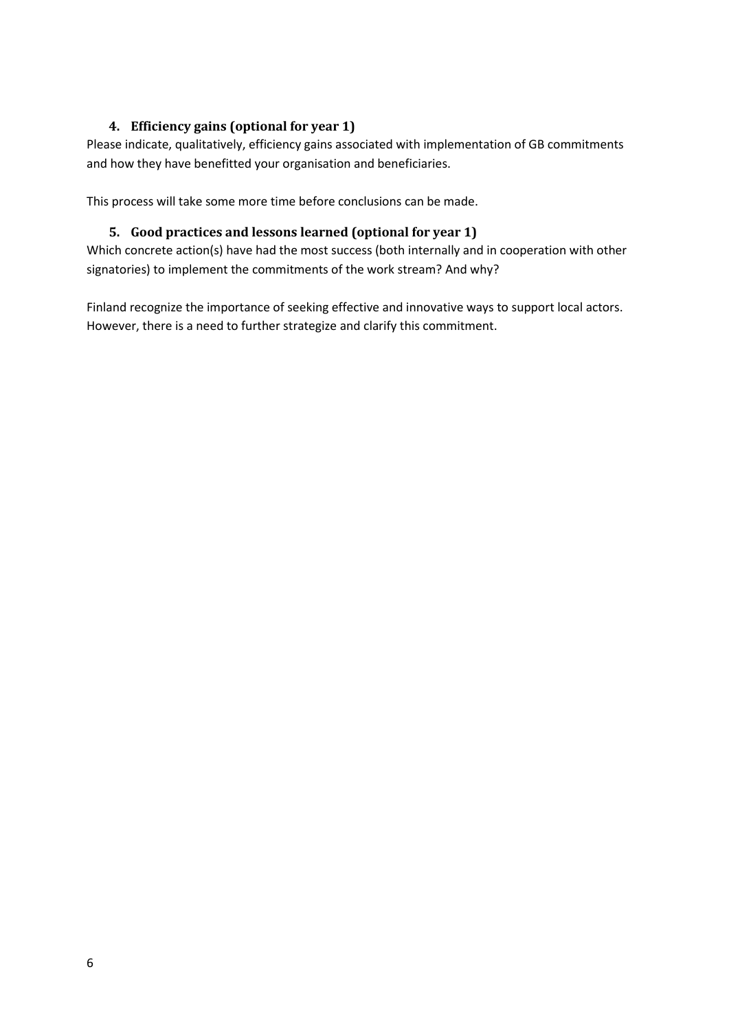## 4. Efficiency gains (optional for year 1)

Please indicate, qualitatively, efficiency gains associated with implementation of GB commitments and how they have benefitted your organisation and beneficiaries.

This process will take some more time before conclusions can be made.

## 5. Good practices and lessons learned (optional for year 1)

Which concrete action(s) have had the most success (both internally and in cooperation with other signatories) to implement the commitments of the work stream? And why?

Finland recognize the importance of seeking effective and innovative ways to support local actors. However, there is a need to further strategize and clarify this commitment.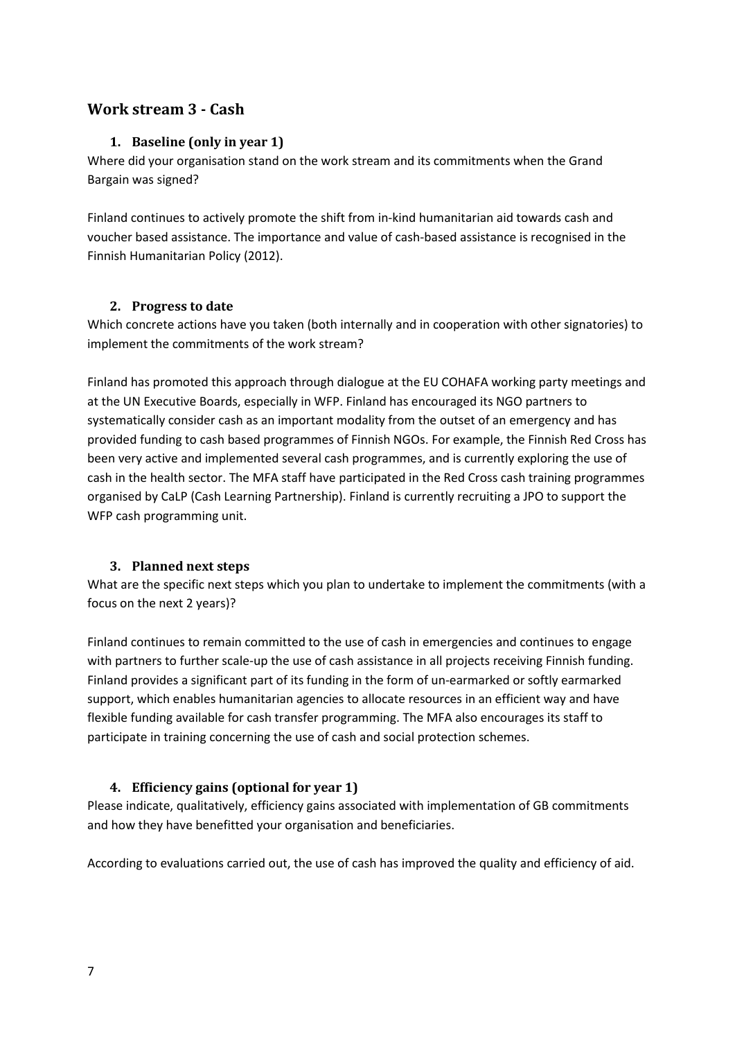## Work stream 3 - Cash

### 1. Baseline (only in year 1)

Where did your organisation stand on the work stream and its commitments when the Grand Bargain was signed?

Finland continues to actively promote the shift from in-kind humanitarian aid towards cash and voucher based assistance. The importance and value of cash-based assistance is recognised in the Finnish Humanitarian Policy (2012).

### 2. Progress to date

Which concrete actions have you taken (both internally and in cooperation with other signatories) to implement the commitments of the work stream?

Finland has promoted this approach through dialogue at the EU COHAFA working party meetings and at the UN Executive Boards, especially in WFP. Finland has encouraged its NGO partners to systematically consider cash as an important modality from the outset of an emergency and has provided funding to cash based programmes of Finnish NGOs. For example, the Finnish Red Cross has been very active and implemented several cash programmes, and is currently exploring the use of cash in the health sector. The MFA staff have participated in the Red Cross cash training programmes organised by CaLP (Cash Learning Partnership). Finland is currently recruiting a JPO to support the WFP cash programming unit.

### 3. Planned next steps

What are the specific next steps which you plan to undertake to implement the commitments (with a focus on the next 2 years)?

Finland continues to remain committed to the use of cash in emergencies and continues to engage with partners to further scale-up the use of cash assistance in all projects receiving Finnish funding. Finland provides a significant part of its funding in the form of un-earmarked or softly earmarked support, which enables humanitarian agencies to allocate resources in an efficient way and have flexible funding available for cash transfer programming. The MFA also encourages its staff to participate in training concerning the use of cash and social protection schemes.

### 4. Efficiency gains (optional for year 1)

Please indicate, qualitatively, efficiency gains associated with implementation of GB commitments and how they have benefitted your organisation and beneficiaries.

According to evaluations carried out, the use of cash has improved the quality and efficiency of aid.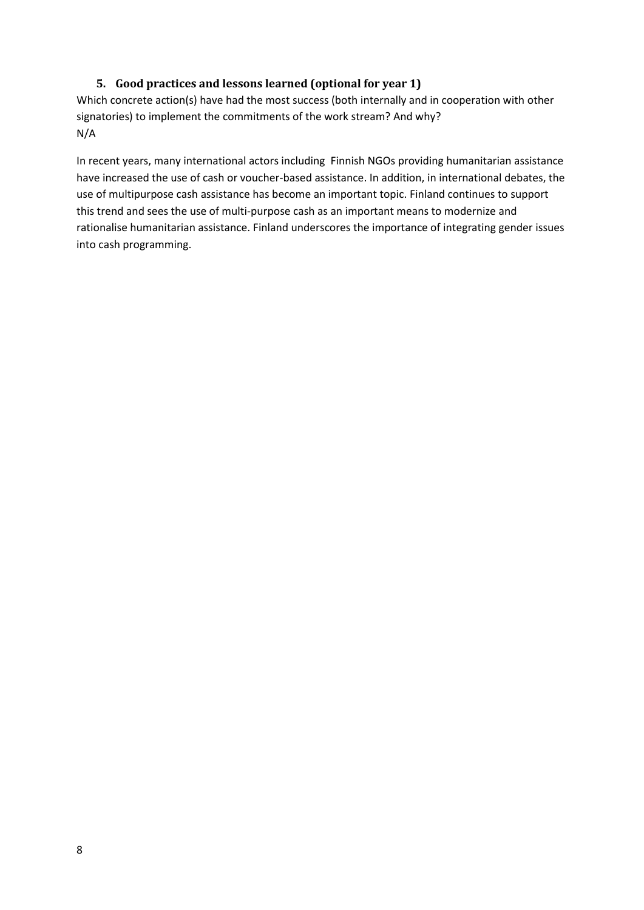### 5. Good practices and lessons learned (optional for year 1)

Which concrete action(s) have had the most success (both internally and in cooperation with other signatories) to implement the commitments of the work stream? And why?
N/A

In recent years, many international actors including Finnish NGOs providing humanitarian assistance have increased the use of cash or voucher-based assistance. In addition, in international debates, the use of multipurpose cash assistance has become an important topic. Finland continues to support this trend and sees the use of multi-purpose cash as an important means to modernize and rationalise humanitarian assistance. Finland underscores the importance of integrating gender issues into cash programming.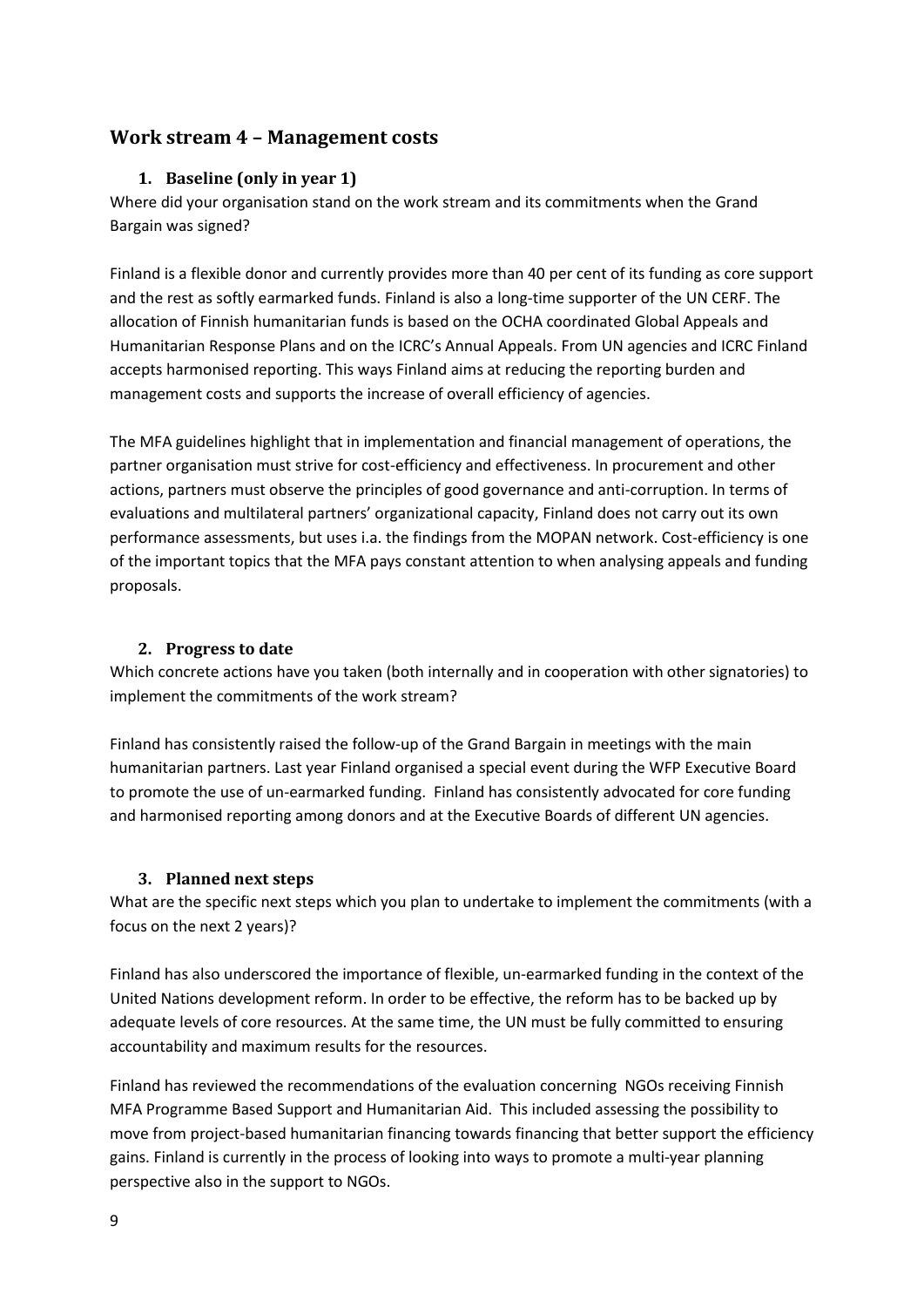## Work stream 4 – Management costs

### 1. Baseline (only in year 1)

Where did your organisation stand on the work stream and its commitments when the Grand Bargain was signed?

Finland is a flexible donor and currently provides more than 40 per cent of its funding as core support and the rest as softly earmarked funds. Finland is also a long-time supporter of the UN CERF. The allocation of Finnish humanitarian funds is based on the OCHA coordinated Global Appeals and Humanitarian Response Plans and on the ICRC's Annual Appeals. From UN agencies and ICRC Finland accepts harmonised reporting. This ways Finland aims at reducing the reporting burden and management costs and supports the increase of overall efficiency of agencies.

The MFA guidelines highlight that in implementation and financial management of operations, the partner organisation must strive for cost-efficiency and effectiveness. In procurement and other actions, partners must observe the principles of good governance and anti-corruption. In terms of evaluations and multilateral partners' organizational capacity, Finland does not carry out its own performance assessments, but uses i.a. the findings from the MOPAN network. Cost-efficiency is one of the important topics that the MFA pays constant attention to when analysing appeals and funding proposals.

### 2. Progress to date

Which concrete actions have you taken (both internally and in cooperation with other signatories) to implement the commitments of the work stream?

Finland has consistently raised the follow-up of the Grand Bargain in meetings with the main humanitarian partners. Last year Finland organised a special event during the WFP Executive Board to promote the use of un-earmarked funding. Finland has consistently advocated for core funding and harmonised reporting among donors and at the Executive Boards of different UN agencies.

### 3. Planned next steps

What are the specific next steps which you plan to undertake to implement the commitments (with a focus on the next 2 years)?

Finland has also underscored the importance of flexible, un-earmarked funding in the context of the United Nations development reform. In order to be effective, the reform has to be backed up by adequate levels of core resources. At the same time, the UN must be fully committed to ensuring accountability and maximum results for the resources.

Finland has reviewed the recommendations of the evaluation concerning NGOs receiving Finnish MFA Programme Based Support and Humanitarian Aid. This included assessing the possibility to move from project-based humanitarian financing towards financing that better support the efficiency gains. Finland is currently in the process of looking into ways to promote a multi-year planning perspective also in the support to NGOs.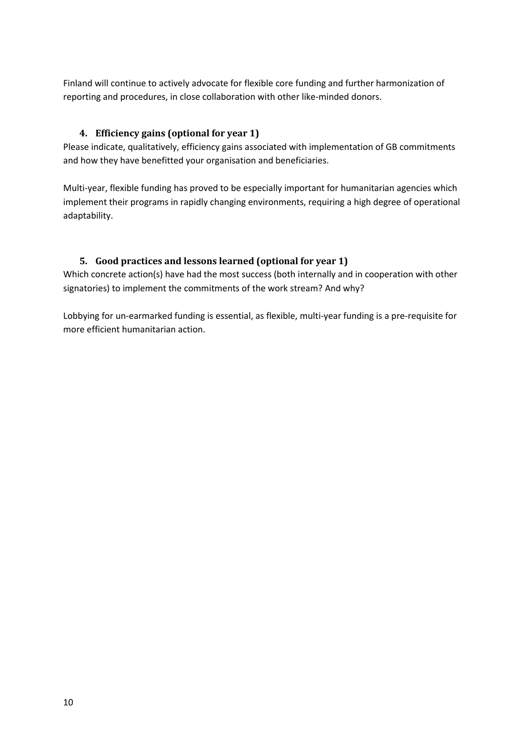Finland will continue to actively advocate for flexible core funding and further harmonization of reporting and procedures, in close collaboration with other like-minded donors.

### 4. Efficiency gains (optional for year 1)

Please indicate, qualitatively, efficiency gains associated with implementation of GB commitments and how they have benefitted your organisation and beneficiaries.

Multi-year, flexible funding has proved to be especially important for humanitarian agencies which implement their programs in rapidly changing environments, requiring a high degree of operational adaptability.

### 5. Good practices and lessons learned (optional for year 1)

Which concrete action(s) have had the most success (both internally and in cooperation with other signatories) to implement the commitments of the work stream? And why?

Lobbying for un-earmarked funding is essential, as flexible, multi-year funding is a pre-requisite for more efficient humanitarian action.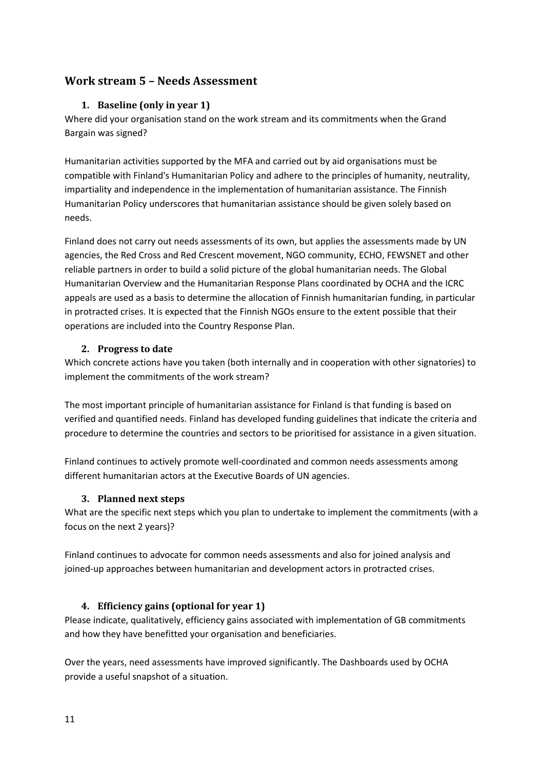## Work stream 5 – Needs Assessment

### 1. Baseline (only in year 1)

Where did your organisation stand on the work stream and its commitments when the Grand Bargain was signed?

Humanitarian activities supported by the MFA and carried out by aid organisations must be compatible with Finland's Humanitarian Policy and adhere to the principles of humanity, neutrality, impartiality and independence in the implementation of humanitarian assistance. The Finnish Humanitarian Policy underscores that humanitarian assistance should be given solely based on needs.

Finland does not carry out needs assessments of its own, but applies the assessments made by UN agencies, the Red Cross and Red Crescent movement, NGO community, ECHO, FEWSNET and other reliable partners in order to build a solid picture of the global humanitarian needs. The Global Humanitarian Overview and the Humanitarian Response Plans coordinated by OCHA and the ICRC appeals are used as a basis to determine the allocation of Finnish humanitarian funding, in particular in protracted crises. It is expected that the Finnish NGOs ensure to the extent possible that their operations are included into the Country Response Plan.

### 2. Progress to date

Which concrete actions have you taken (both internally and in cooperation with other signatories) to implement the commitments of the work stream?

The most important principle of humanitarian assistance for Finland is that funding is based on verified and quantified needs. Finland has developed funding guidelines that indicate the criteria and procedure to determine the countries and sectors to be prioritised for assistance in a given situation.

Finland continues to actively promote well-coordinated and common needs assessments among different humanitarian actors at the Executive Boards of UN agencies.

### 3. Planned next steps

What are the specific next steps which you plan to undertake to implement the commitments (with a focus on the next 2 years)?

Finland continues to advocate for common needs assessments and also for joined analysis and joined-up approaches between humanitarian and development actors in protracted crises.

### 4. Efficiency gains (optional for year 1)

Please indicate, qualitatively, efficiency gains associated with implementation of GB commitments and how they have benefitted your organisation and beneficiaries.

Over the years, need assessments have improved significantly. The Dashboards used by OCHA provide a useful snapshot of a situation.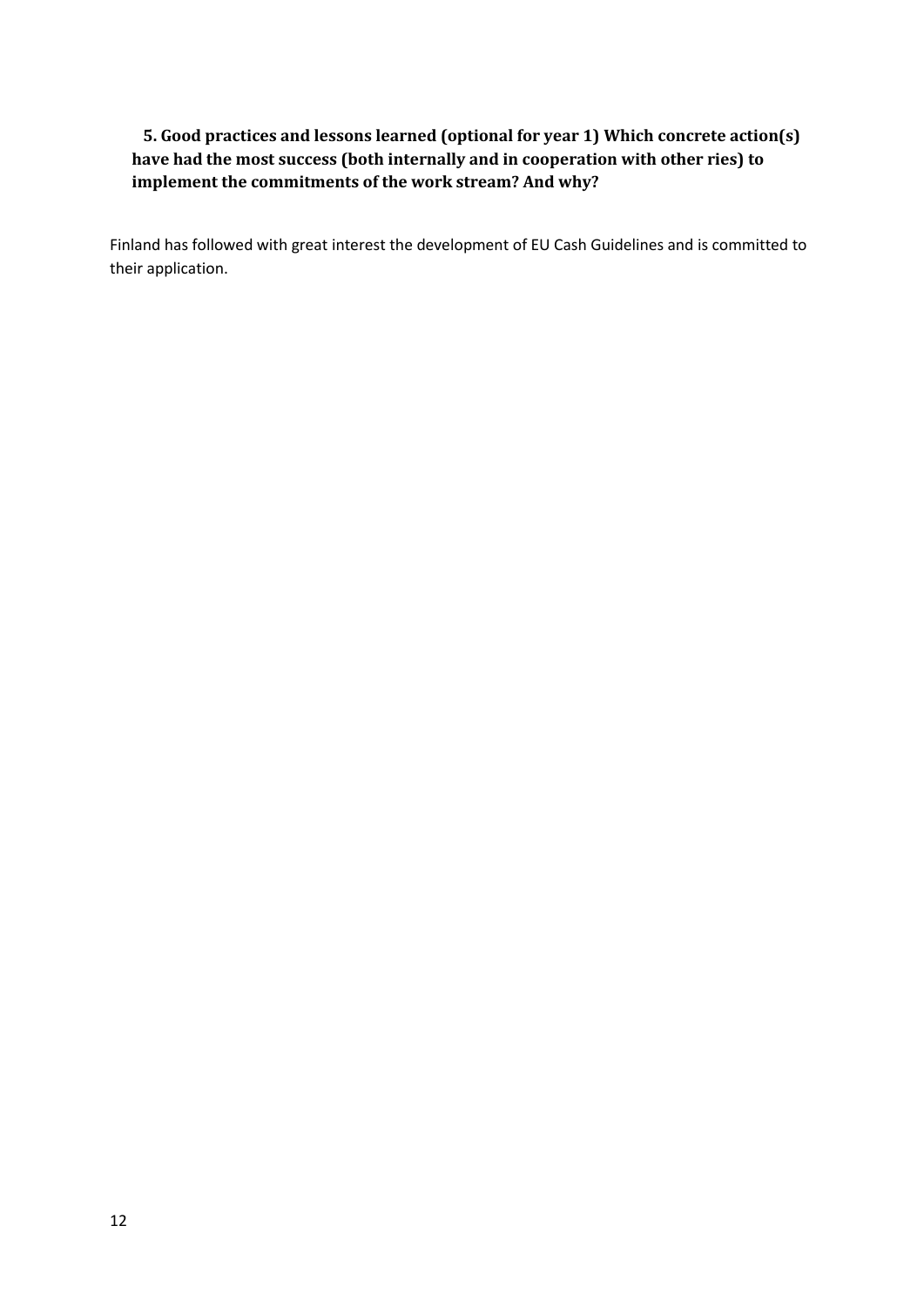**5. Good practices and lessons learned (optional for year 1) Which concrete action(s) have had the most success (both internally and in cooperation with other ries) to implement the commitments of the work stream? And why?**

Finland has followed with great interest the development of EU Cash Guidelines and is committed to their application.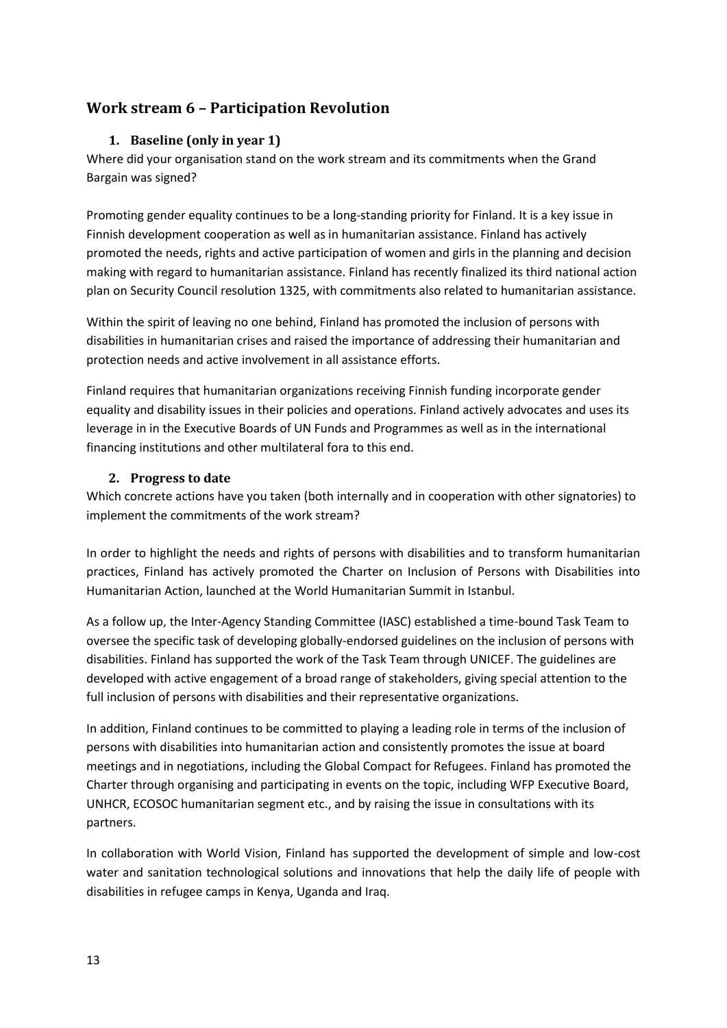## Work stream 6 – Participation Revolution

### 1. Baseline (only in year 1)

Where did your organisation stand on the work stream and its commitments when the Grand Bargain was signed?

Promoting gender equality continues to be a long-standing priority for Finland. It is a key issue in Finnish development cooperation as well as in humanitarian assistance. Finland has actively promoted the needs, rights and active participation of women and girls in the planning and decision making with regard to humanitarian assistance. Finland has recently finalized its third national action plan on Security Council resolution 1325, with commitments also related to humanitarian assistance.

Within the spirit of leaving no one behind, Finland has promoted the inclusion of persons with disabilities in humanitarian crises and raised the importance of addressing their humanitarian and protection needs and active involvement in all assistance efforts.

Finland requires that humanitarian organizations receiving Finnish funding incorporate gender equality and disability issues in their policies and operations. Finland actively advocates and uses its leverage in in the Executive Boards of UN Funds and Programmes as well as in the international financing institutions and other multilateral fora to this end.

### 2. Progress to date

Which concrete actions have you taken (both internally and in cooperation with other signatories) to implement the commitments of the work stream?

In order to highlight the needs and rights of persons with disabilities and to transform humanitarian practices, Finland has actively promoted the Charter on Inclusion of Persons with Disabilities into Humanitarian Action, launched at the World Humanitarian Summit in Istanbul.

As a follow up, the Inter-Agency Standing Committee (IASC) established a time-bound Task Team to oversee the specific task of developing globally-endorsed guidelines on the inclusion of persons with disabilities. Finland has supported the work of the Task Team through UNICEF. The guidelines are developed with active engagement of a broad range of stakeholders, giving special attention to the full inclusion of persons with disabilities and their representative organizations.

In addition, Finland continues to be committed to playing a leading role in terms of the inclusion of persons with disabilities into humanitarian action and consistently promotes the issue at board meetings and in negotiations, including the Global Compact for Refugees. Finland has promoted the Charter through organising and participating in events on the topic, including WFP Executive Board, UNHCR, ECOSOC humanitarian segment etc., and by raising the issue in consultations with its partners.

In collaboration with World Vision, Finland has supported the development of simple and low-cost water and sanitation technological solutions and innovations that help the daily life of people with disabilities in refugee camps in Kenya, Uganda and Iraq.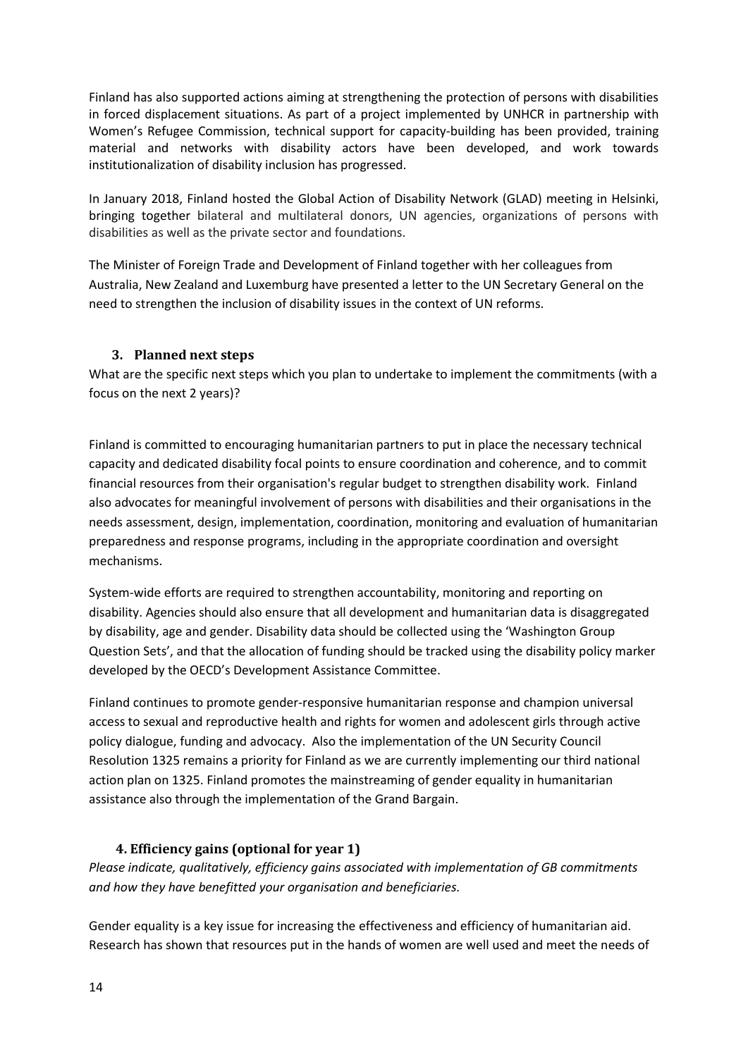Finland has also supported actions aiming at strengthening the protection of persons with disabilities in forced displacement situations. As part of a project implemented by UNHCR in partnership with Women's Refugee Commission, technical support for capacity-building has been provided, training material and networks with disability actors have been developed, and work towards institutionalization of disability inclusion has progressed.

In January 2018, Finland hosted the Global Action of Disability Network (GLAD) meeting in Helsinki, bringing together bilateral and multilateral donors, UN agencies, organizations of persons with disabilities as well as the private sector and foundations.

The Minister of Foreign Trade and Development of Finland together with her colleagues from Australia, New Zealand and Luxemburg have presented a letter to the UN Secretary General on the need to strengthen the inclusion of disability issues in the context of UN reforms.

### 3. Planned next steps

What are the specific next steps which you plan to undertake to implement the commitments (with a focus on the next 2 years)?

Finland is committed to encouraging humanitarian partners to put in place the necessary technical capacity and dedicated disability focal points to ensure coordination and coherence, and to commit financial resources from their organisation's regular budget to strengthen disability work. Finland also advocates for meaningful involvement of persons with disabilities and their organisations in the needs assessment, design, implementation, coordination, monitoring and evaluation of humanitarian preparedness and response programs, including in the appropriate coordination and oversight mechanisms.

System-wide efforts are required to strengthen accountability, monitoring and reporting on disability. Agencies should also ensure that all development and humanitarian data is disaggregated by disability, age and gender. Disability data should be collected using the 'Washington Group Question Sets', and that the allocation of funding should be tracked using the disability policy marker developed by the OECD's Development Assistance Committee.

Finland continues to promote gender-responsive humanitarian response and champion universal access to sexual and reproductive health and rights for women and adolescent girls through active policy dialogue, funding and advocacy. Also the implementation of the UN Security Council Resolution 1325 remains a priority for Finland as we are currently implementing our third national action plan on 1325. Finland promotes the mainstreaming of gender equality in humanitarian assistance also through the implementation of the Grand Bargain.

### 4. Efficiency gains (optional for year 1)

*Please indicate, qualitatively, efficiency gains associated with implementation of GB commitments and how they have benefitted your organisation and beneficiaries.*

Gender equality is a key issue for increasing the effectiveness and efficiency of humanitarian aid. Research has shown that resources put in the hands of women are well used and meet the needs of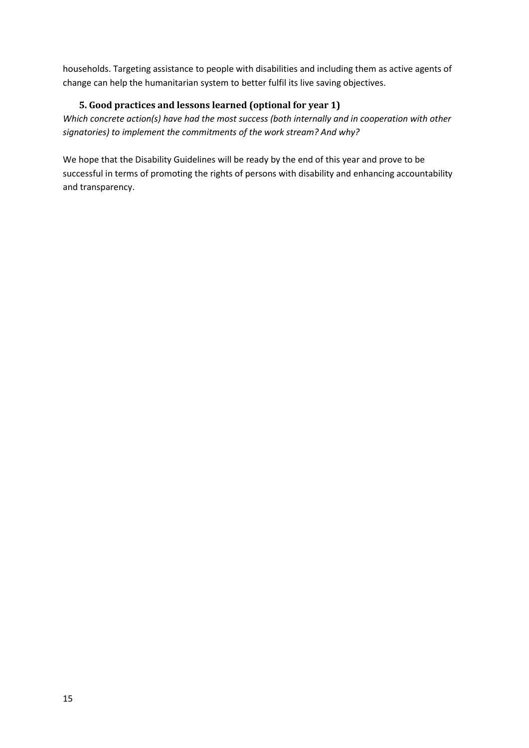households. Targeting assistance to people with disabilities and including them as active agents of change can help the humanitarian system to better fulfil its live saving objectives.

## 5. Good practices and lessons learned (optional for year 1)

*Which concrete action(s) have had the most success (both internally and in cooperation with other signatories) to implement the commitments of the work stream? And why?*

We hope that the Disability Guidelines will be ready by the end of this year and prove to be successful in terms of promoting the rights of persons with disability and enhancing accountability and transparency.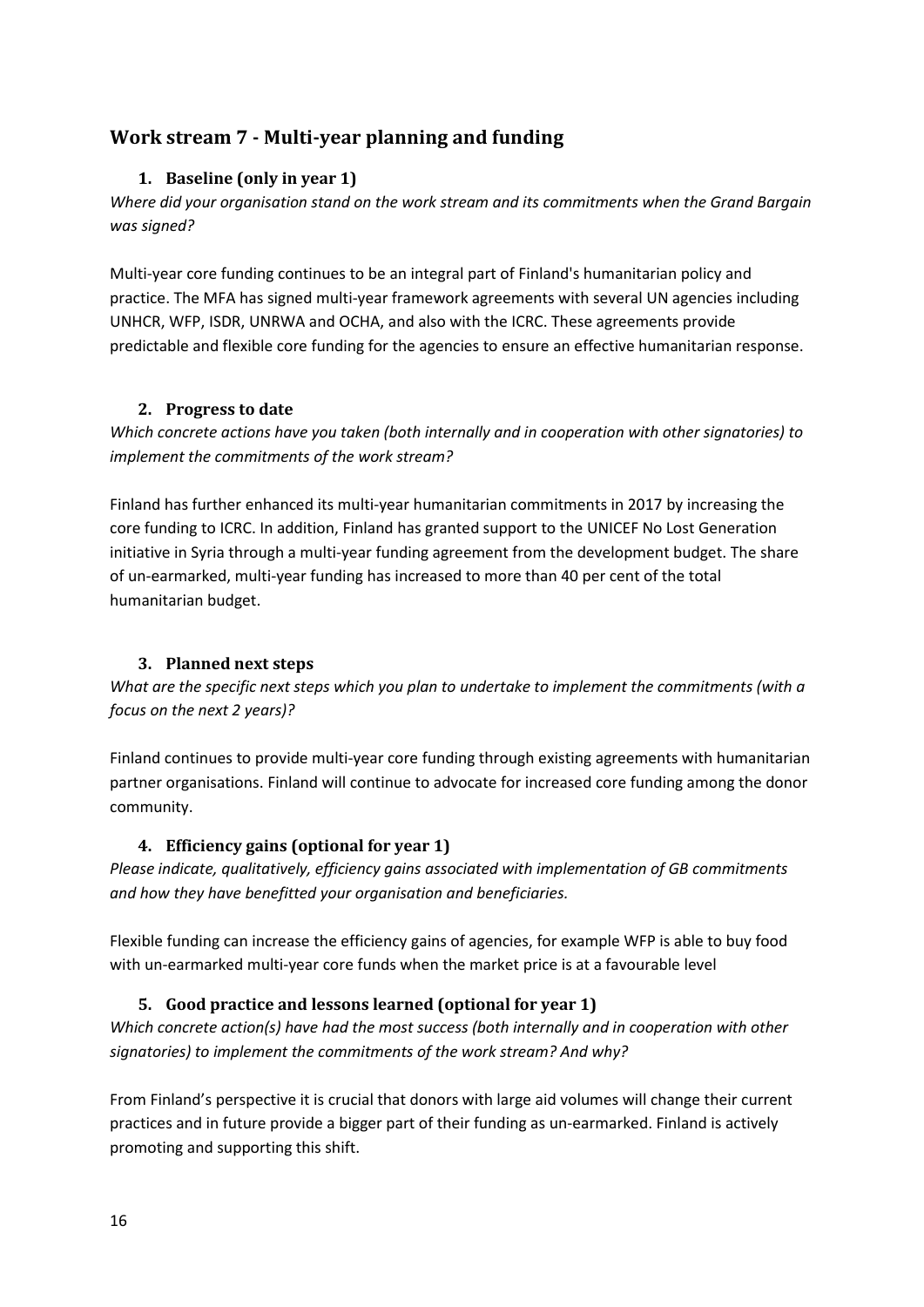## Work stream 7 - Multi-year planning and funding

### 1. Baseline (only in year 1)

*Where did your organisation stand on the work stream and its commitments when the Grand Bargain was signed?*

Multi-year core funding continues to be an integral part of Finland's humanitarian policy and practice. The MFA has signed multi-year framework agreements with several UN agencies including UNHCR, WFP, ISDR, UNRWA and OCHA, and also with the ICRC. These agreements provide predictable and flexible core funding for the agencies to ensure an effective humanitarian response.

### 2. Progress to date

*Which concrete actions have you taken (both internally and in cooperation with other signatories) to implement the commitments of the work stream?*

Finland has further enhanced its multi-year humanitarian commitments in 2017 by increasing the core funding to ICRC. In addition, Finland has granted support to the UNICEF No Lost Generation initiative in Syria through a multi-year funding agreement from the development budget. The share of un-earmarked, multi-year funding has increased to more than 40 per cent of the total humanitarian budget.

### 3. Planned next steps

*What are the specific next steps which you plan to undertake to implement the commitments (with a focus on the next 2 years)?*

Finland continues to provide multi-year core funding through existing agreements with humanitarian partner organisations. Finland will continue to advocate for increased core funding among the donor community.

### 4. Efficiency gains (optional for year 1)

*Please indicate, qualitatively, efficiency gains associated with implementation of GB commitments and how they have benefitted your organisation and beneficiaries.*

Flexible funding can increase the efficiency gains of agencies, for example WFP is able to buy food with un-earmarked multi-year core funds when the market price is at a favourable level

### 5. Good practice and lessons learned (optional for year 1)

*Which concrete action(s) have had the most success (both internally and in cooperation with other signatories) to implement the commitments of the work stream? And why?*

From Finland's perspective it is crucial that donors with large aid volumes will change their current practices and in future provide a bigger part of their funding as un-earmarked. Finland is actively promoting and supporting this shift.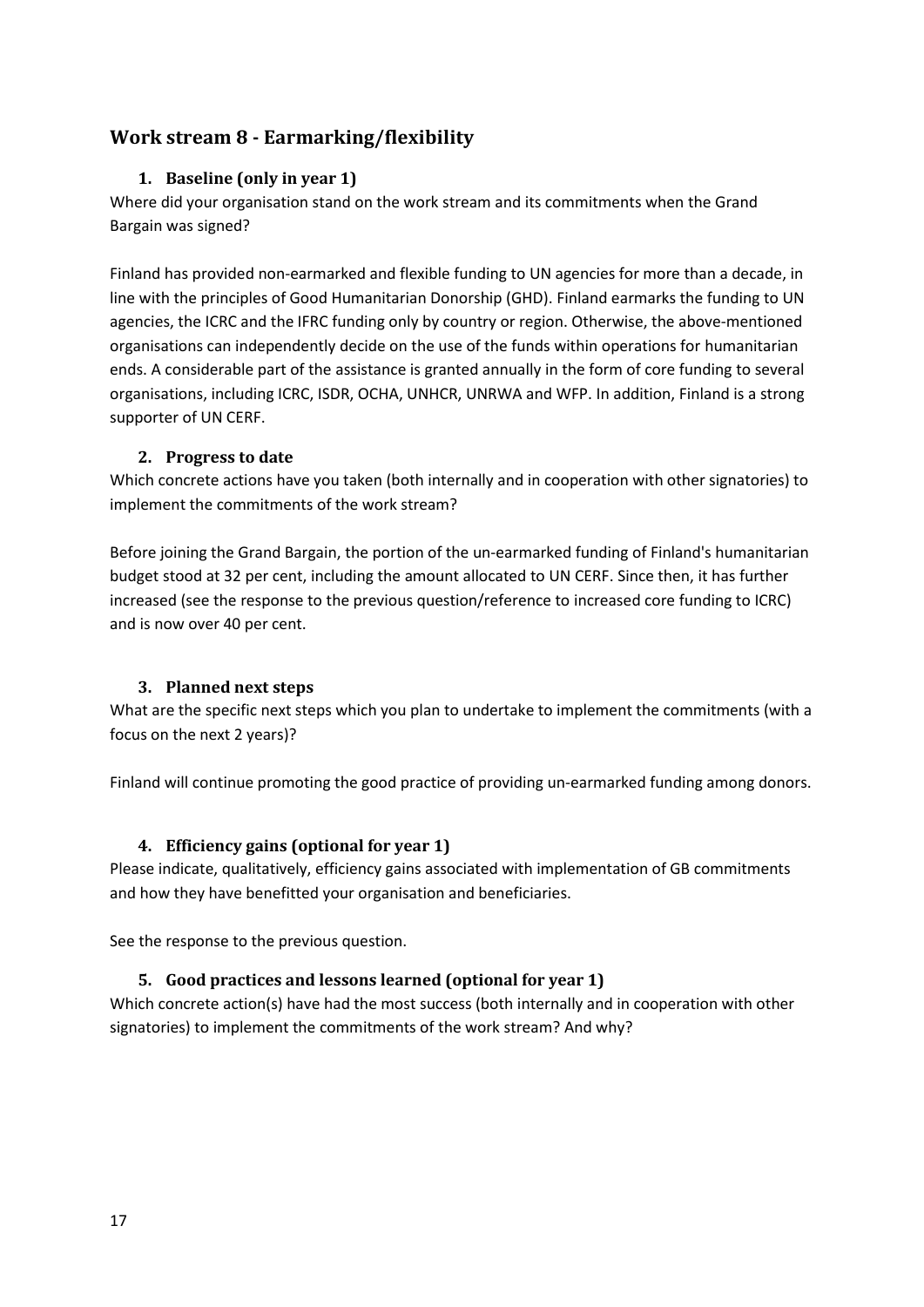## Work stream 8 - Earmarking/flexibility

### 1. Baseline (only in year 1)

Where did your organisation stand on the work stream and its commitments when the Grand Bargain was signed?

Finland has provided non-earmarked and flexible funding to UN agencies for more than a decade, in line with the principles of Good Humanitarian Donorship (GHD). Finland earmarks the funding to UN agencies, the ICRC and the IFRC funding only by country or region. Otherwise, the above-mentioned organisations can independently decide on the use of the funds within operations for humanitarian ends. A considerable part of the assistance is granted annually in the form of core funding to several organisations, including ICRC, ISDR, OCHA, UNHCR, UNRWA and WFP. In addition, Finland is a strong supporter of UN CERF.

### 2. Progress to date

Which concrete actions have you taken (both internally and in cooperation with other signatories) to implement the commitments of the work stream?

Before joining the Grand Bargain, the portion of the un-earmarked funding of Finland's humanitarian budget stood at 32 per cent, including the amount allocated to UN CERF. Since then, it has further increased (see the response to the previous question/reference to increased core funding to ICRC) and is now over 40 per cent.

### 3. Planned next steps

What are the specific next steps which you plan to undertake to implement the commitments (with a focus on the next 2 years)?

Finland will continue promoting the good practice of providing un-earmarked funding among donors.

### 4. Efficiency gains (optional for year 1)

Please indicate, qualitatively, efficiency gains associated with implementation of GB commitments and how they have benefitted your organisation and beneficiaries.

See the response to the previous question.

### 5. Good practices and lessons learned (optional for year 1)

Which concrete action(s) have had the most success (both internally and in cooperation with other signatories) to implement the commitments of the work stream? And why?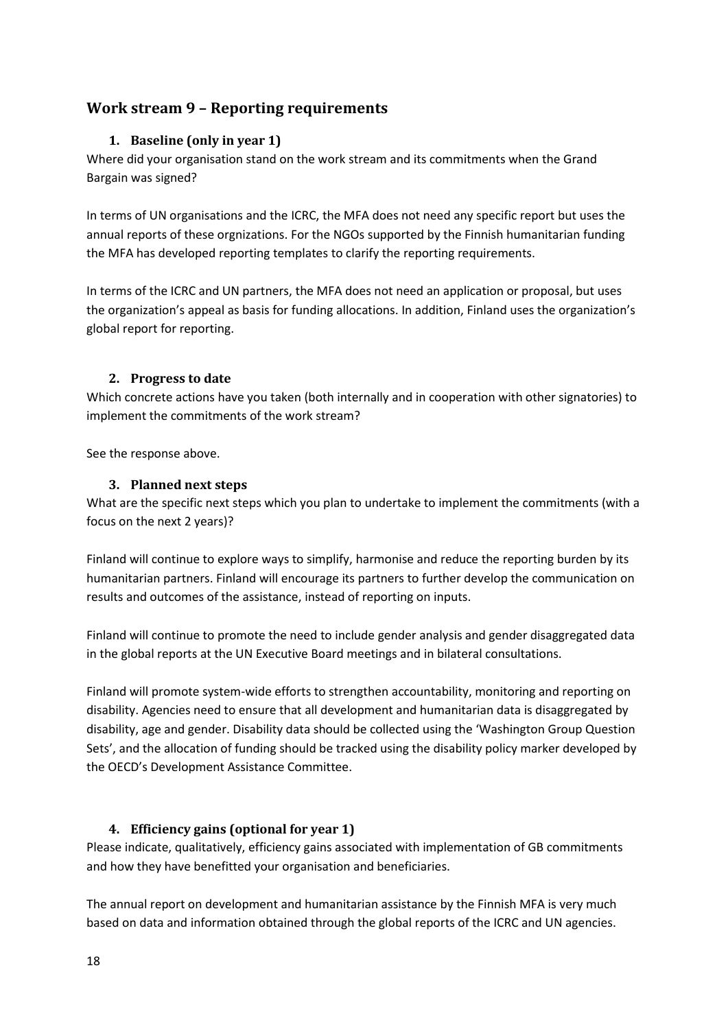## Work stream 9 – Reporting requirements

### 1. Baseline (only in year 1)

Where did your organisation stand on the work stream and its commitments when the Grand Bargain was signed?

In terms of UN organisations and the ICRC, the MFA does not need any specific report but uses the annual reports of these orgnizations. For the NGOs supported by the Finnish humanitarian funding the MFA has developed reporting templates to clarify the reporting requirements.

In terms of the ICRC and UN partners, the MFA does not need an application or proposal, but uses the organization's appeal as basis for funding allocations. In addition, Finland uses the organization's global report for reporting.

### 2. Progress to date

Which concrete actions have you taken (both internally and in cooperation with other signatories) to implement the commitments of the work stream?

See the response above.

### 3. Planned next steps

What are the specific next steps which you plan to undertake to implement the commitments (with a focus on the next 2 years)?

Finland will continue to explore ways to simplify, harmonise and reduce the reporting burden by its humanitarian partners. Finland will encourage its partners to further develop the communication on results and outcomes of the assistance, instead of reporting on inputs.

Finland will continue to promote the need to include gender analysis and gender disaggregated data in the global reports at the UN Executive Board meetings and in bilateral consultations.

Finland will promote system-wide efforts to strengthen accountability, monitoring and reporting on disability. Agencies need to ensure that all development and humanitarian data is disaggregated by disability, age and gender. Disability data should be collected using the 'Washington Group Question Sets', and the allocation of funding should be tracked using the disability policy marker developed by the OECD's Development Assistance Committee.

### 4. Efficiency gains (optional for year 1)

Please indicate, qualitatively, efficiency gains associated with implementation of GB commitments and how they have benefitted your organisation and beneficiaries.

The annual report on development and humanitarian assistance by the Finnish MFA is very much based on data and information obtained through the global reports of the ICRC and UN agencies.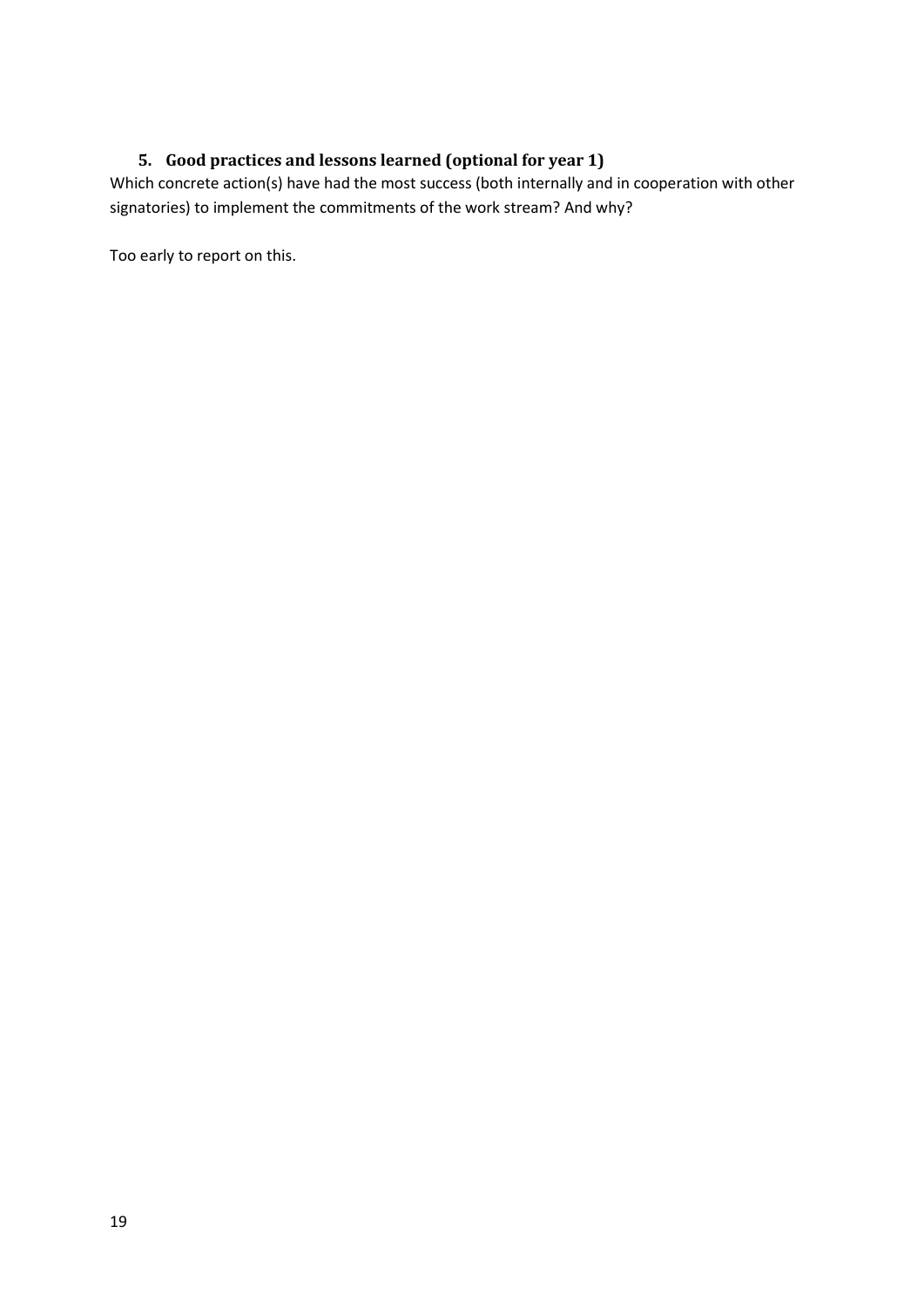### 5. Good practices and lessons learned (optional for year 1)

Which concrete action(s) have had the most success (both internally and in cooperation with other signatories) to implement the commitments of the work stream? And why?

Too early to report on this.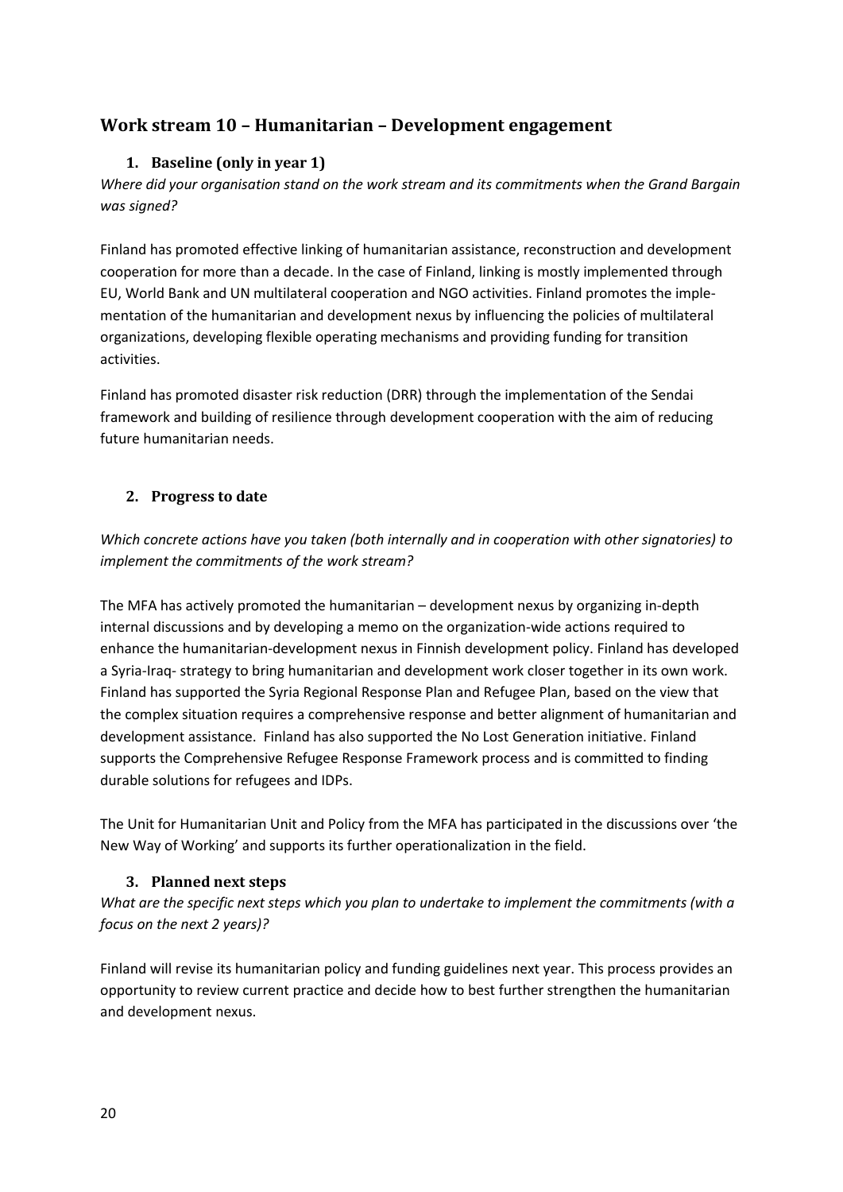## Work stream 10 – Humanitarian – Development engagement

### 1. Baseline (only in year 1)

*Where did your organisation stand on the work stream and its commitments when the Grand Bargain was signed?*

Finland has promoted effective linking of humanitarian assistance, reconstruction and development cooperation for more than a decade. In the case of Finland, linking is mostly implemented through EU, World Bank and UN multilateral cooperation and NGO activities. Finland promotes the implementation of the humanitarian and development nexus by influencing the policies of multilateral organizations, developing flexible operating mechanisms and providing funding for transition activities.

Finland has promoted disaster risk reduction (DRR) through the implementation of the Sendai framework and building of resilience through development cooperation with the aim of reducing future humanitarian needs.

### 2. Progress to date

*Which concrete actions have you taken (both internally and in cooperation with other signatories) to implement the commitments of the work stream?*

The MFA has actively promoted the humanitarian – development nexus by organizing in-depth internal discussions and by developing a memo on the organization-wide actions required to enhance the humanitarian-development nexus in Finnish development policy. Finland has developed a Syria-Iraq- strategy to bring humanitarian and development work closer together in its own work. Finland has supported the Syria Regional Response Plan and Refugee Plan, based on the view that the complex situation requires a comprehensive response and better alignment of humanitarian and development assistance. Finland has also supported the No Lost Generation initiative. Finland supports the Comprehensive Refugee Response Framework process and is committed to finding durable solutions for refugees and IDPs.

The Unit for Humanitarian Unit and Policy from the MFA has participated in the discussions over 'the New Way of Working' and supports its further operationalization in the field.

### 3. Planned next steps

*What are the specific next steps which you plan to undertake to implement the commitments (with a focus on the next 2 years)?*

Finland will revise its humanitarian policy and funding guidelines next year. This process provides an opportunity to review current practice and decide how to best further strengthen the humanitarian and development nexus.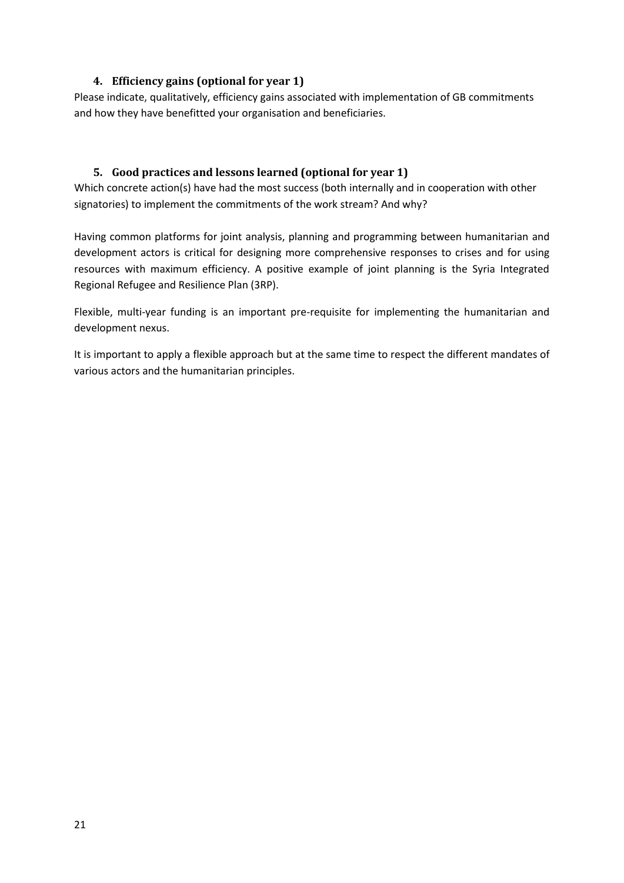### 4. Efficiency gains (optional for year 1)

Please indicate, qualitatively, efficiency gains associated with implementation of GB commitments and how they have benefitted your organisation and beneficiaries.

### 5. Good practices and lessons learned (optional for year 1)

Which concrete action(s) have had the most success (both internally and in cooperation with other signatories) to implement the commitments of the work stream? And why?

Having common platforms for joint analysis, planning and programming between humanitarian and development actors is critical for designing more comprehensive responses to crises and for using resources with maximum efficiency. A positive example of joint planning is the Syria Integrated Regional Refugee and Resilience Plan (3RP).

Flexible, multi-year funding is an important pre-requisite for implementing the humanitarian and development nexus.

It is important to apply a flexible approach but at the same time to respect the different mandates of various actors and the humanitarian principles.